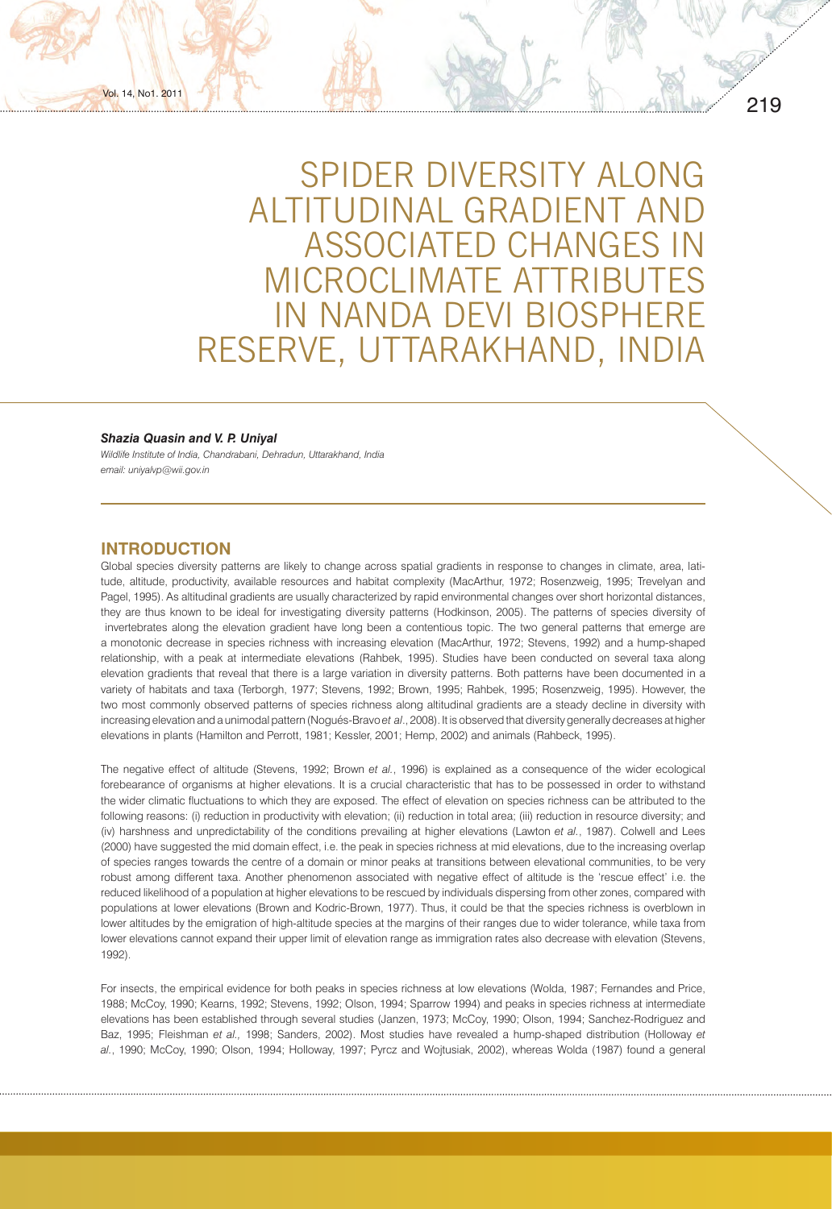# SPIDER DIVERSITY ALONG ALTITUDINAL GRADIENT AND ASSOCIATED CHANGES IN MICROCLIMATE ATTRIBUTES IN NANDA DEVI BIOSPHERE RESERVE, UTTARAKHAND, INDIA

***Shazia Quasin and V. P. Uniyal***

*Wildlife Institute of India, Chandrabani, Dehradun, Uttarakhand, India*
*email: uniyalvp@wii.gov.in*

## INTRODUCTION

Global species diversity patterns are likely to change across spatial gradients in response to changes in climate, area, latitude, altitude, productivity, available resources and habitat complexity (MacArthur, 1972; Rosenzweig, 1995; Trevelyan and Pagel, 1995). As altitudinal gradients are usually characterized by rapid environmental changes over short horizontal distances, they are thus known to be ideal for investigating diversity patterns (Hodkinson, 2005). The patterns of species diversity of invertebrates along the elevation gradient have long been a contentious topic. The two general patterns that emerge are a monotonic decrease in species richness with increasing elevation (MacArthur, 1972; Stevens, 1992) and a hump-shaped relationship, with a peak at intermediate elevations (Rahbek, 1995). Studies have been conducted on several taxa along elevation gradients that reveal that there is a large variation in diversity patterns. Both patterns have been documented in a variety of habitats and taxa (Terborgh, 1977; Stevens, 1992; Brown, 1995; Rahbek, 1995; Rosenzweig, 1995). However, the two most commonly observed patterns of species richness along altitudinal gradients are a steady decline in diversity with increasing elevation and a unimodal pattern (Nogués-Bravo *et al.*, 2008). It is observed that diversity generally decreases at higher elevations in plants (Hamilton and Perrott, 1981; Kessler, 2001; Hemp, 2002) and animals (Rahbeck, 1995).

The negative effect of altitude (Stevens, 1992; Brown *et al.*, 1996) is explained as a consequence of the wider ecological forebearance of organisms at higher elevations. It is a crucial characteristic that has to be possessed in order to withstand the wider climatic fluctuations to which they are exposed. The effect of elevation on species richness can be attributed to the following reasons: (i) reduction in productivity with elevation; (ii) reduction in total area; (iii) reduction in resource diversity; and (iv) harshness and unpredictability of the conditions prevailing at higher elevations (Lawton *et al.*, 1987). Colwell and Lees (2000) have suggested the mid domain effect, i.e. the peak in species richness at mid elevations, due to the increasing overlap of species ranges towards the centre of a domain or minor peaks at transitions between elevational communities, to be very robust among different taxa. Another phenomenon associated with negative effect of altitude is the 'rescue effect' i.e. the reduced likelihood of a population at higher elevations to be rescued by individuals dispersing from other zones, compared with populations at lower elevations (Brown and Kodric-Brown, 1977). Thus, it could be that the species richness is overblown in lower altitudes by the emigration of high-altitude species at the margins of their ranges due to wider tolerance, while taxa from lower elevations cannot expand their upper limit of elevation range as immigration rates also decrease with elevation (Stevens, 1992).

For insects, the empirical evidence for both peaks in species richness at low elevations (Wolda, 1987; Fernandes and Price, 1988; McCoy, 1990; Kearns, 1992; Stevens, 1992; Olson, 1994; Sparrow 1994) and peaks in species richness at intermediate elevations has been established through several studies (Janzen, 1973; McCoy, 1990; Olson, 1994; Sanchez-Rodriguez and Baz, 1995; Fleishman *et al.,* 1998; Sanders, 2002). Most studies have revealed a hump-shaped distribution (Holloway *et al.*, 1990; McCoy, 1990; Olson, 1994; Holloway, 1997; Pyrcz and Wojtusiak, 2002), whereas Wolda (1987) found a general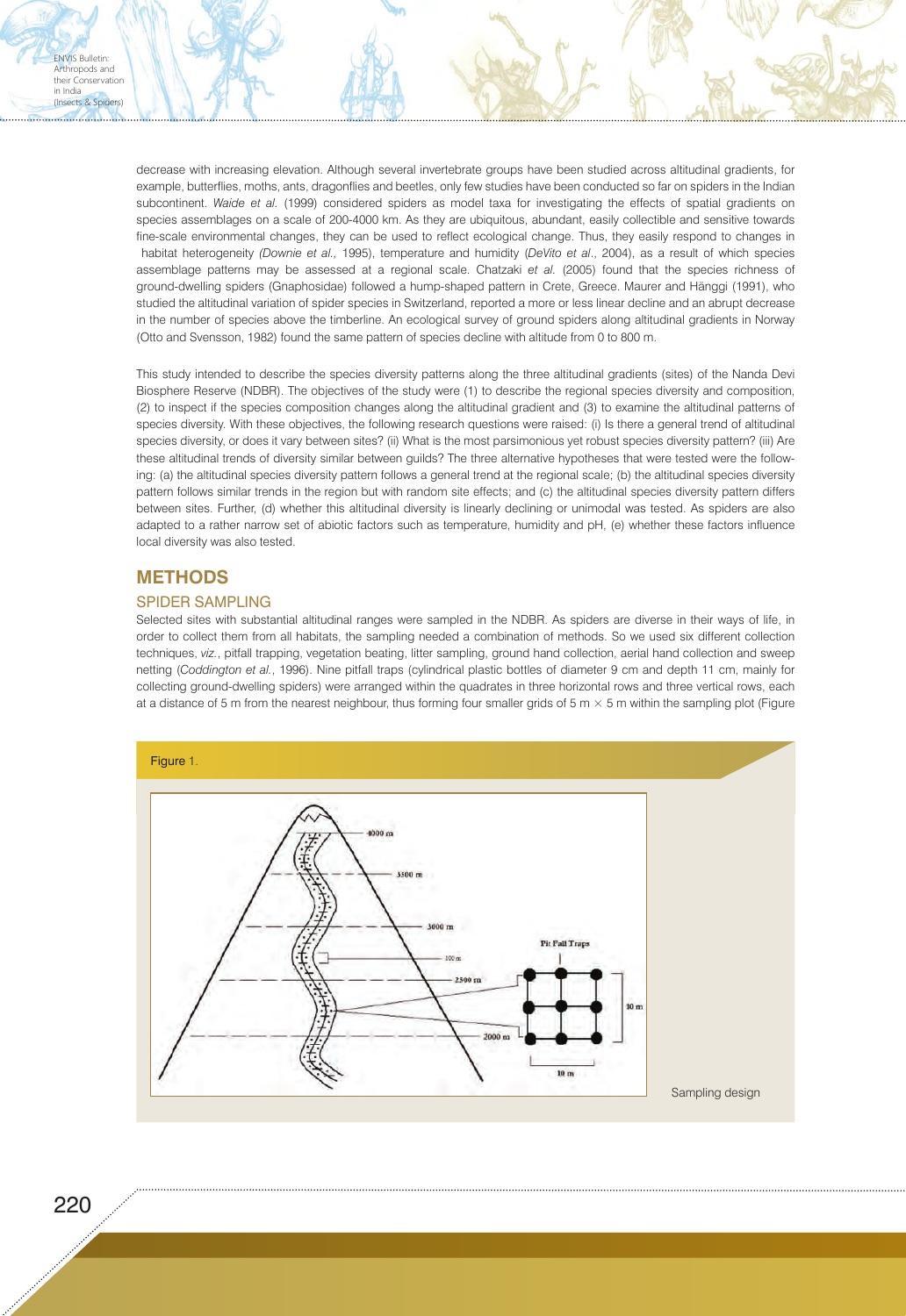decrease with increasing elevation. Although several invertebrate groups have been studied across altitudinal gradients, for example, butterflies, moths, ants, dragonflies and beetles, only few studies have been conducted so far on spiders in the Indian subcontinent. *Waide et al.* (1999) considered spiders as model taxa for investigating the effects of spatial gradients on species assemblages on a scale of 200-4000 km. As they are ubiquitous, abundant, easily collectible and sensitive towards fine-scale environmental changes, they can be used to reflect ecological change. Thus, they easily respond to changes in habitat heterogeneity *(Downie et al.,* 1995), temperature and humidity (*DeVito et al*., 2004), as a result of which species assemblage patterns may be assessed at a regional scale. Chatzaki *et al.* (2005) found that the species richness of ground-dwelling spiders (Gnaphosidae) followed a hump-shaped pattern in Crete, Greece. Maurer and Hänggi (1991), who studied the altitudinal variation of spider species in Switzerland, reported a more or less linear decline and an abrupt decrease in the number of species above the timberline. An ecological survey of ground spiders along altitudinal gradients in Norway (Otto and Svensson, 1982) found the same pattern of species decline with altitude from 0 to 800 m.

This study intended to describe the species diversity patterns along the three altitudinal gradients (sites) of the Nanda Devi Biosphere Reserve (NDBR). The objectives of the study were (1) to describe the regional species diversity and composition, (2) to inspect if the species composition changes along the altitudinal gradient and (3) to examine the altitudinal patterns of species diversity. With these objectives, the following research questions were raised: (i) Is there a general trend of altitudinal species diversity, or does it vary between sites? (ii) What is the most parsimonious yet robust species diversity pattern? (iii) Are these altitudinal trends of diversity similar between guilds? The three alternative hypotheses that were tested were the following: (a) the altitudinal species diversity pattern follows a general trend at the regional scale; (b) the altitudinal species diversity pattern follows similar trends in the region but with random site effects; and (c) the altitudinal species diversity pattern differs between sites. Further, (d) whether this altitudinal diversity is linearly declining or unimodal was tested. As spiders are also adapted to a rather narrow set of abiotic factors such as temperature, humidity and pH, (e) whether these factors influence local diversity was also tested.

## METHODS

### SPIDER SAMPLING

Selected sites with substantial altitudinal ranges were sampled in the NDBR. As spiders are diverse in their ways of life, in order to collect them from all habitats, the sampling needed a combination of methods. So we used six different collection techniques, *viz.*, pitfall trapping, vegetation beating, litter sampling, ground hand collection, aerial hand collection and sweep netting (*Coddington et al.*, 1996). Nine pitfall traps (cylindrical plastic bottles of diameter 9 cm and depth 11 cm, mainly for collecting ground-dwelling spiders) were arranged within the quadrates in three horizontal rows and three vertical rows, each at a distance of 5 m from the nearest neighbour, thus forming four smaller grids of 5 m × 5 m within the sampling plot (Figure

Figure 1. Sampling design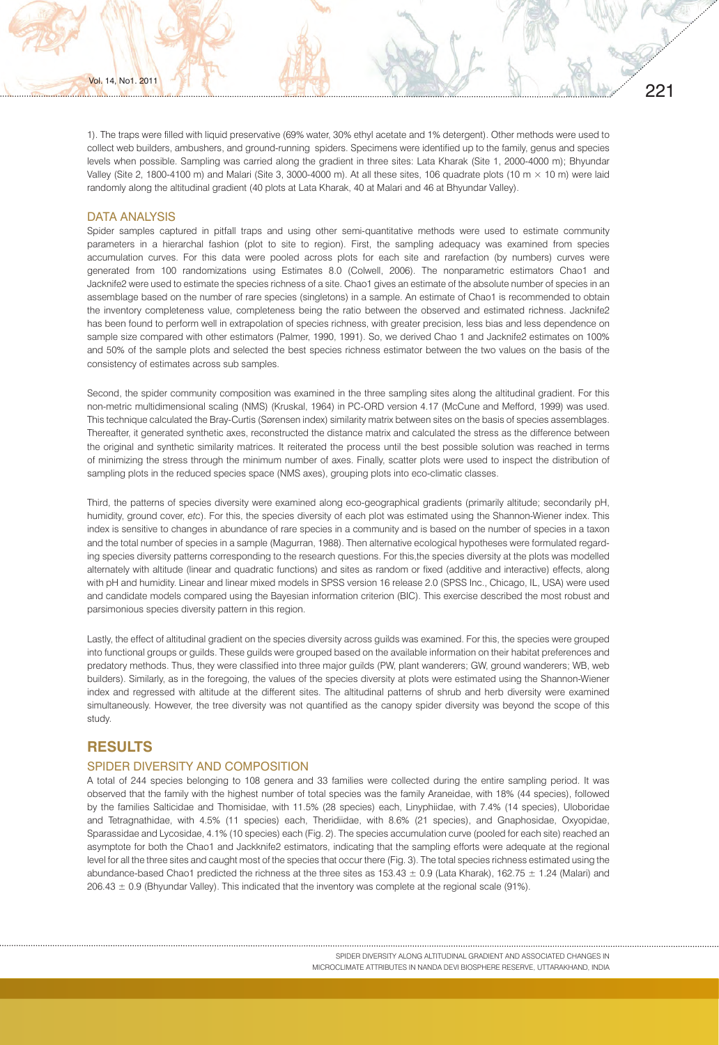1). The traps were filled with liquid preservative (69% water, 30% ethyl acetate and 1% detergent). Other methods were used to collect web builders, ambushers, and ground-running spiders. Specimens were identified up to the family, genus and species levels when possible. Sampling was carried along the gradient in three sites: Lata Kharak (Site 1, 2000-4000 m); Bhyundar Valley (Site 2, 1800-4100 m) and Malari (Site 3, 3000-4000 m). At all these sites, 106 quadrate plots (10 m × 10 m) were laid randomly along the altitudinal gradient (40 plots at Lata Kharak, 40 at Malari and 46 at Bhyundar Valley).

## DATA ANALYSIS

Spider samples captured in pitfall traps and using other semi-quantitative methods were used to estimate community parameters in a hierarchal fashion (plot to site to region). First, the sampling adequacy was examined from species accumulation curves. For this data were pooled across plots for each site and rarefaction (by numbers) curves were generated from 100 randomizations using Estimates 8.0 (Colwell, 2006). The nonparametric estimators Chao1 and Jacknife2 were used to estimate the species richness of a site. Chao1 gives an estimate of the absolute number of species in an assemblage based on the number of rare species (singletons) in a sample. An estimate of Chao1 is recommended to obtain the inventory completeness value, completeness being the ratio between the observed and estimated richness. Jacknife2 has been found to perform well in extrapolation of species richness, with greater precision, less bias and less dependence on sample size compared with other estimators (Palmer, 1990, 1991). So, we derived Chao 1 and Jacknife2 estimates on 100% and 50% of the sample plots and selected the best species richness estimator between the two values on the basis of the consistency of estimates across sub samples.

Second, the spider community composition was examined in the three sampling sites along the altitudinal gradient. For this non-metric multidimensional scaling (NMS) (Kruskal, 1964) in PC-ORD version 4.17 (McCune and Mefford, 1999) was used. This technique calculated the Bray-Curtis (Sørensen index) similarity matrix between sites on the basis of species assemblages. Thereafter, it generated synthetic axes, reconstructed the distance matrix and calculated the stress as the difference between the original and synthetic similarity matrices. It reiterated the process until the best possible solution was reached in terms of minimizing the stress through the minimum number of axes. Finally, scatter plots were used to inspect the distribution of sampling plots in the reduced species space (NMS axes), grouping plots into eco-climatic classes.

Third, the patterns of species diversity were examined along eco-geographical gradients (primarily altitude; secondarily pH, humidity, ground cover, *etc*). For this, the species diversity of each plot was estimated using the Shannon-Wiener index. This index is sensitive to changes in abundance of rare species in a community and is based on the number of species in a taxon and the total number of species in a sample (Magurran, 1988). Then alternative ecological hypotheses were formulated regarding species diversity patterns corresponding to the research questions. For this,the species diversity at the plots was modelled alternately with altitude (linear and quadratic functions) and sites as random or fixed (additive and interactive) effects, along with pH and humidity. Linear and linear mixed models in SPSS version 16 release 2.0 (SPSS Inc., Chicago, IL, USA) were used and candidate models compared using the Bayesian information criterion (BIC). This exercise described the most robust and parsimonious species diversity pattern in this region.

Lastly, the effect of altitudinal gradient on the species diversity across guilds was examined. For this, the species were grouped into functional groups or guilds. These guilds were grouped based on the available information on their habitat preferences and predatory methods. Thus, they were classified into three major guilds (PW, plant wanderers; GW, ground wanderers; WB, web builders). Similarly, as in the foregoing, the values of the species diversity at plots were estimated using the Shannon-Wiener index and regressed with altitude at the different sites. The altitudinal patterns of shrub and herb diversity were examined simultaneously. However, the tree diversity was not quantified as the canopy spider diversity was beyond the scope of this study.

# RESULTS

## SPIDER DIVERSITY AND COMPOSITION

A total of 244 species belonging to 108 genera and 33 families were collected during the entire sampling period. It was observed that the family with the highest number of total species was the family Araneidae, with 18% (44 species), followed by the families Salticidae and Thomisidae, with 11.5% (28 species) each, Linyphiidae, with 7.4% (14 species), Uloboridae and Tetragnathidae, with 4.5% (11 species) each, Theridiidae, with 8.6% (21 species), and Gnaphosidae, Oxyopidae, Sparassidae and Lycosidae, 4.1% (10 species) each (Fig. 2). The species accumulation curve (pooled for each site) reached an asymptote for both the Chao1 and Jackknife2 estimators, indicating that the sampling efforts were adequate at the regional level for all the three sites and caught most of the species that occur there (Fig. 3). The total species richness estimated using the abundance-based Chao1 predicted the richness at the three sites as 153.43 ± 0.9 (Lata Kharak), 162.75 ± 1.24 (Malari) and 206.43 ± 0.9 (Bhyundar Valley). This indicated that the inventory was complete at the regional scale (91%).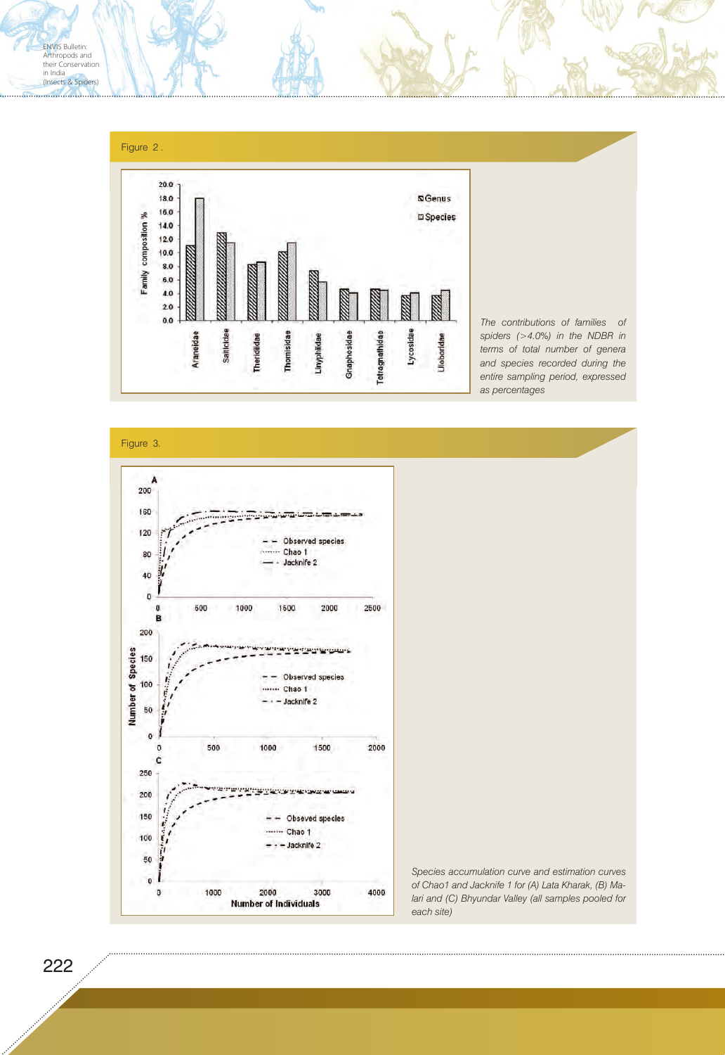Figure 2 .

The contributions of families of spiders (>4.0%) in the NDBR in terms of total number of genera and species recorded during the entire sampling period, expressed as percentages

Figure 3.

Species accumulation curve and estimation curves of Chao1 and Jacknife 1 for (A) Lata Kharak, (B) Malari and (C) Bhyundar Valley (all samples pooled for each site)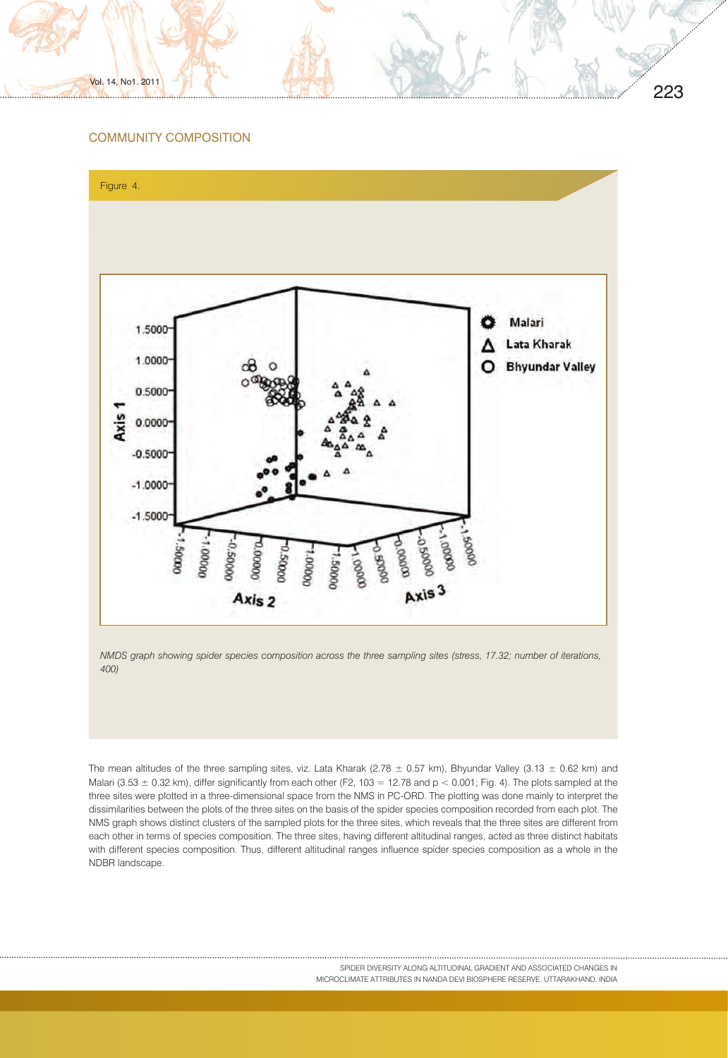## COMMUNITY COMPOSITION

Figure 4.

*NMDS graph showing spider species composition across the three sampling sites (stress, 17.32; number of iterations, 400)*

The mean altitudes of the three sampling sites, viz. Lata Kharak (2.78 ± 0.57 km), Bhyundar Valley (3.13 ± 0.62 km) and Malari (3.53 ± 0.32 km), differ significantly from each other ($F_{2, 103} = 12.78$ and $p < 0.001$; Fig. 4). The plots sampled at the three sites were plotted in a three-dimensional space from the NMS in PC-ORD. The plotting was done mainly to interpret the dissimilarities between the plots of the three sites on the basis of the spider species composition recorded from each plot. The NMS graph shows distinct clusters of the sampled plots for the three sites, which reveals that the three sites are different from each other in terms of species composition. The three sites, having different altitudinal ranges, acted as three distinct habitats with different species composition. Thus, different altitudinal ranges influence spider species composition as a whole in the NDBR landscape.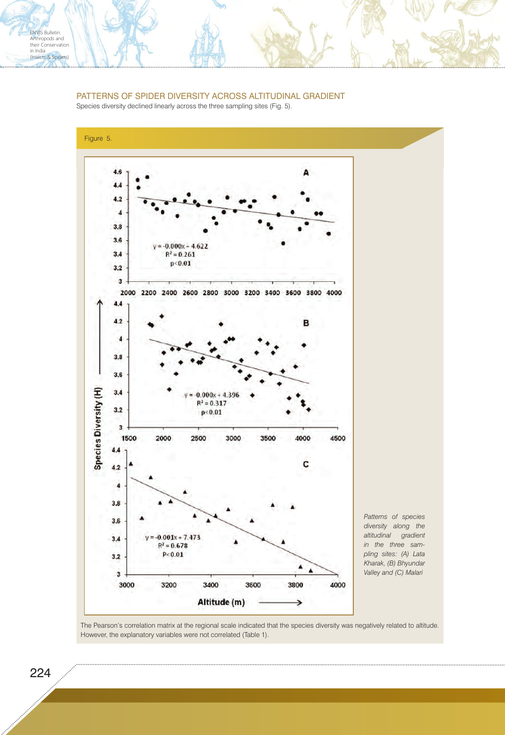## PATTERNS OF SPIDER DIVERSITY ACROSS ALTITUDINAL GRADIENT

Species diversity declined linearly across the three sampling sites (Fig. 5).

Figure 5.

*Patterns of species diversity along the altitudinal gradient in the three sampling sites: (A) Lata Kharak, (B) Bhyundar Valley and (C) Malari*

The Pearson's correlation matrix at the regional scale indicated that the species diversity was negatively related to altitude. However, the explanatory variables were not correlated (Table 1).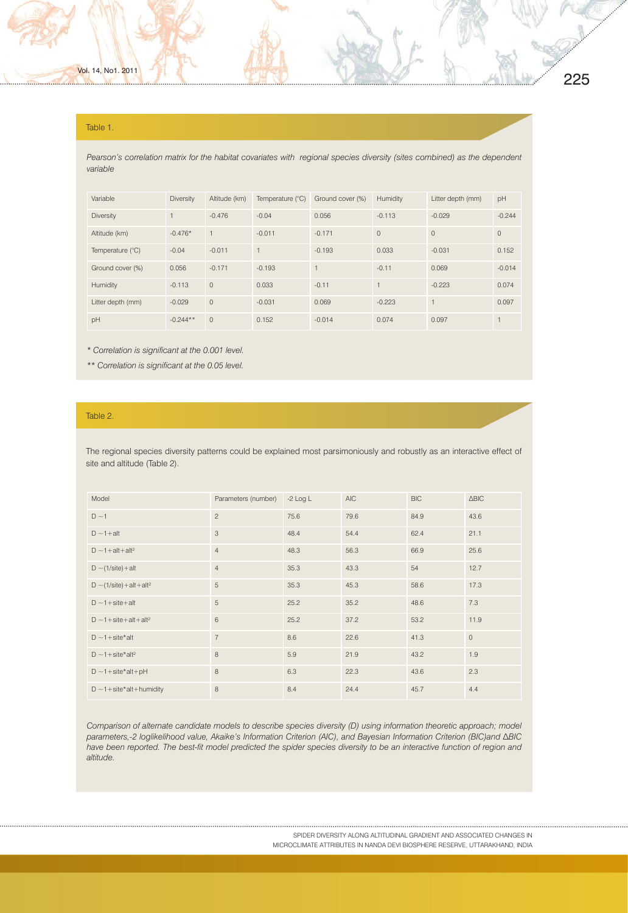Table 1.

*Pearson's correlation matrix for the habitat covariates with regional species diversity (sites combined) as the dependent variable*

| Variable | Diversity | Altitude (km) | Temperature (°C) | Ground cover (%) | Humidity | Litter depth (mm) | pH |
|---|---|---|---|---|---|---|---|
| Diversity | 1 | -0.476 | -0.04 | 0.056 | -0.113 | -0.029 | -0.244 |
| Altitude (km) | -0.476* | 1 | -0.011 | -0.171 | 0 | 0 | 0 |
| Temperature (°C) | -0.04 | -0.011 | 1 | -0.193 | 0.033 | -0.031 | 0.152 |
| Ground cover (%) | 0.056 | -0.171 | -0.193 | 1 | -0.11 | 0.069 | -0.014 |
| Humidity | -0.113 | 0 | 0.033 | -0.11 | 1 | -0.223 | 0.074 |
| Litter depth (mm) | -0.029 | 0 | -0.031 | 0.069 | -0.223 | 1 | 0.097 |
| pH | -0.244** | 0 | 0.152 | -0.014 | 0.074 | 0.097 | 1 |

*\* Correlation is significant at the 0.001 level.*

*\*\* Correlation is significant at the 0.05 level.*

Table 2.

The regional species diversity patterns could be explained most parsimoniously and robustly as an interactive effect of site and altitude (Table 2).

| Model | Parameters (number) | -2 Log L | AIC | BIC | ΔBIC |
|---|---|---|---|---|---|
| D ~1 | 2 | 75.6 | 79.6 | 84.9 | 43.6 |
| D ~1+alt | 3 | 48.4 | 54.4 | 62.4 | 21.1 |
| D ~1+alt+alt² | 4 | 48.3 | 56.3 | 66.9 | 25.6 |
| D ~(1/site)+alt | 4 | 35.3 | 43.3 | 54 | 12.7 |
| D ~(1/site)+alt+alt² | 5 | 35.3 | 45.3 | 58.6 | 17.3 |
| D ~1+site+alt | 5 | 25.2 | 35.2 | 48.6 | 7.3 |
| D ~1+site+alt+alt² | 6 | 25.2 | 37.2 | 53.2 | 11.9 |
| D ~1+site*alt | 7 | 8.6 | 22.6 | 41.3 | 0 |
| D ~1+site*alt² | 8 | 5.9 | 21.9 | 43.2 | 1.9 |
| D ~1+site*alt+pH | 8 | 6.3 | 22.3 | 43.6 | 2.3 |
| D ~1+site*alt+humidity | 8 | 8.4 | 24.4 | 45.7 | 4.4 |

*Comparison of alternate candidate models to describe species diversity (D) using information theoretic approach; model parameters,-2 loglikelihood value, Akaike's Information Criterion (AIC), and Bayesian Information Criterion (BIC)and ΔBIC have been reported. The best-fit model predicted the spider species diversity to be an interactive function of region and altitude.*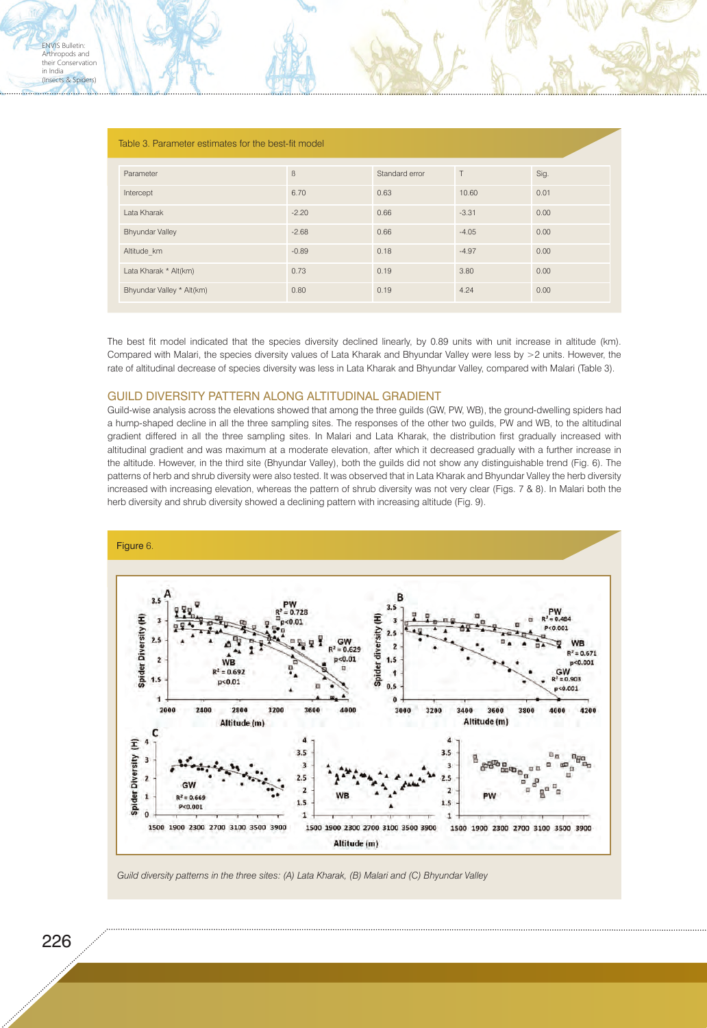Table 3. Parameter estimates for the best-fit model

| Parameter | ß | Standard error | T | Sig. |
|---|---|---|---|---|
| Intercept | 6.70 | 0.63 | 10.60 | 0.01 |
| Lata Kharak | -2.20 | 0.66 | -3.31 | 0.00 |
| Bhyundar Valley | -2.68 | 0.66 | -4.05 | 0.00 |
| Altitude_km | -0.89 | 0.18 | -4.97 | 0.00 |
| Lata Kharak * Alt(km) | 0.73 | 0.19 | 3.80 | 0.00 |
| Bhyundar Valley * Alt(km) | 0.80 | 0.19 | 4.24 | 0.00 |

The best fit model indicated that the species diversity declined linearly, by 0.89 units with unit increase in altitude (km). Compared with Malari, the species diversity values of Lata Kharak and Bhyundar Valley were less by >2 units. However, the rate of altitudinal decrease of species diversity was less in Lata Kharak and Bhyundar Valley, compared with Malari (Table 3).

## GUILD DIVERSITY PATTERN ALONG ALTITUDINAL GRADIENT

Guild-wise analysis across the elevations showed that among the three guilds (GW, PW, WB), the ground-dwelling spiders had a hump-shaped decline in all the three sampling sites. The responses of the other two guilds, PW and WB, to the altitudinal gradient differed in all the three sampling sites. In Malari and Lata Kharak, the distribution first gradually increased with altitudinal gradient and was maximum at a moderate elevation, after which it decreased gradually with a further increase in the altitude. However, in the third site (Bhyundar Valley), both the guilds did not show any distinguishable trend (Fig. 6). The patterns of herb and shrub diversity were also tested. It was observed that in Lata Kharak and Bhyundar Valley the herb diversity increased with increasing elevation, whereas the pattern of shrub diversity was not very clear (Figs. 7 & 8). In Malari both the herb diversity and shrub diversity showed a declining pattern with increasing altitude (Fig. 9).

Figure 6.

*Guild diversity patterns in the three sites: (A) Lata Kharak, (B) Malari and (C) Bhyundar Valley*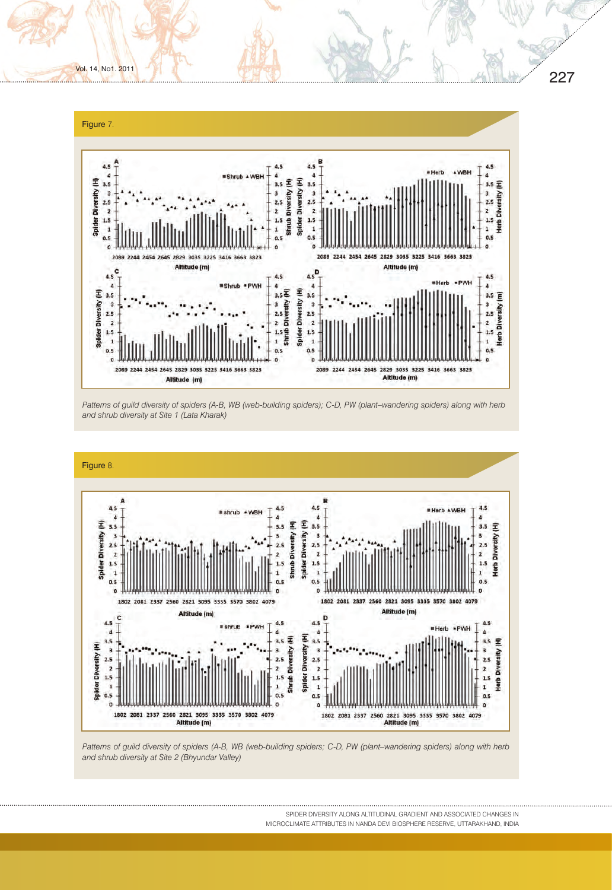Figure 7.

*Patterns of guild diversity of spiders (A-B, WB (web-building spiders); C-D, PW (plant–wandering spiders) along with herb and shrub diversity at Site 1 (Lata Kharak)*

Figure 8.

*Patterns of guild diversity of spiders (A-B, WB (web-building spiders; C-D, PW (plant–wandering spiders) along with herb and shrub diversity at Site 2 (Bhyundar Valley)*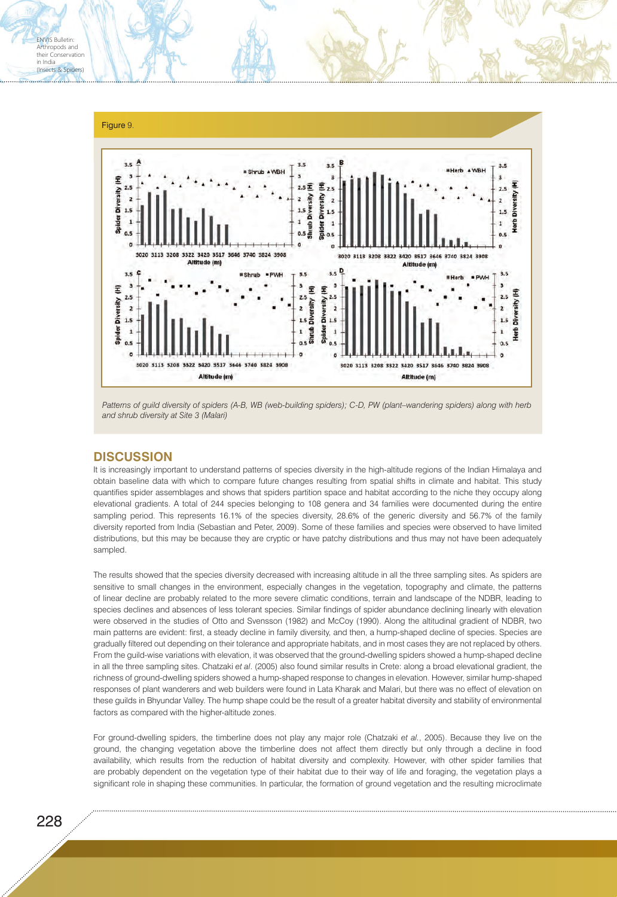Figure 9.

Patterns of guild diversity of spiders (A-B, WB (web-building spiders); C-D, PW (plant–wandering spiders) along with herb and shrub diversity at Site 3 (Malari)

## DISCUSSION

It is increasingly important to understand patterns of species diversity in the high-altitude regions of the Indian Himalaya and obtain baseline data with which to compare future changes resulting from spatial shifts in climate and habitat. This study quantifies spider assemblages and shows that spiders partition space and habitat according to the niche they occupy along elevational gradients. A total of 244 species belonging to 108 genera and 34 families were documented during the entire sampling period. This represents 16.1% of the species diversity, 28.6% of the generic diversity and 56.7% of the family diversity reported from India (Sebastian and Peter, 2009). Some of these families and species were observed to have limited distributions, but this may be because they are cryptic or have patchy distributions and thus may not have been adequately sampled.

The results showed that the species diversity decreased with increasing altitude in all the three sampling sites. As spiders are sensitive to small changes in the environment, especially changes in the vegetation, topography and climate, the patterns of linear decline are probably related to the more severe climatic conditions, terrain and landscape of the NDBR, leading to species declines and absences of less tolerant species. Similar findings of spider abundance declining linearly with elevation were observed in the studies of Otto and Svensson (1982) and McCoy (1990). Along the altitudinal gradient of NDBR, two main patterns are evident: first, a steady decline in family diversity, and then, a hump-shaped decline of species. Species are gradually filtered out depending on their tolerance and appropriate habitats, and in most cases they are not replaced by others. From the guild-wise variations with elevation, it was observed that the ground-dwelling spiders showed a hump-shaped decline in all the three sampling sites. Chatzaki *et al*. (2005) also found similar results in Crete: along a broad elevational gradient, the richness of ground-dwelling spiders showed a hump-shaped response to changes in elevation. However, similar hump-shaped responses of plant wanderers and web builders were found in Lata Kharak and Malari, but there was no effect of elevation on these guilds in Bhyundar Valley. The hump shape could be the result of a greater habitat diversity and stability of environmental factors as compared with the higher-altitude zones.

For ground-dwelling spiders, the timberline does not play any major role (Chatzaki *et al*., 2005). Because they live on the ground, the changing vegetation above the timberline does not affect them directly but only through a decline in food availability, which results from the reduction of habitat diversity and complexity. However, with other spider families that are probably dependent on the vegetation type of their habitat due to their way of life and foraging, the vegetation plays a significant role in shaping these communities. In particular, the formation of ground vegetation and the resulting microclimate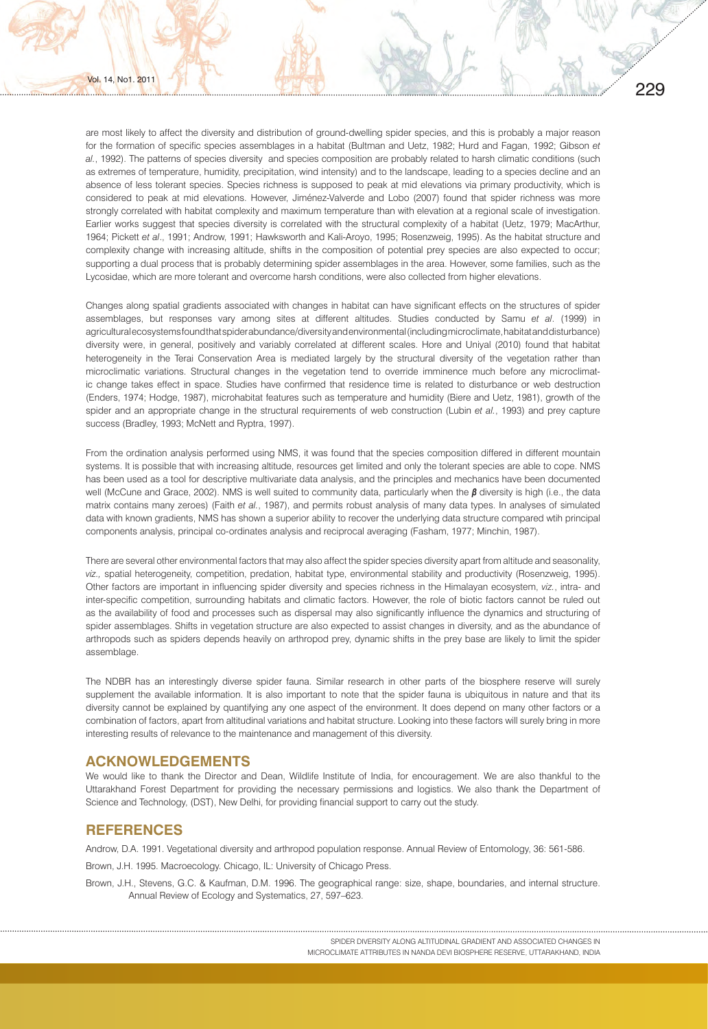are most likely to affect the diversity and distribution of ground-dwelling spider species, and this is probably a major reason for the formation of specific species assemblages in a habitat (Bultman and Uetz, 1982; Hurd and Fagan, 1992; Gibson *et al.*, 1992). The patterns of species diversity and species composition are probably related to harsh climatic conditions (such as extremes of temperature, humidity, precipitation, wind intensity) and to the landscape, leading to a species decline and an absence of less tolerant species. Species richness is supposed to peak at mid elevations via primary productivity, which is considered to peak at mid elevations. However, Jiménez-Valverde and Lobo (2007) found that spider richness was more strongly correlated with habitat complexity and maximum temperature than with elevation at a regional scale of investigation. Earlier works suggest that species diversity is correlated with the structural complexity of a habitat (Uetz, 1979; MacArthur, 1964; Pickett *et al*., 1991; Androw, 1991; Hawksworth and Kali-Aroyo, 1995; Rosenzweig, 1995). As the habitat structure and complexity change with increasing altitude, shifts in the composition of potential prey species are also expected to occur; supporting a dual process that is probably determining spider assemblages in the area. However, some families, such as the Lycosidae, which are more tolerant and overcome harsh conditions, were also collected from higher elevations.

Changes along spatial gradients associated with changes in habitat can have significant effects on the structures of spider assemblages, but responses vary among sites at different altitudes. Studies conducted by Samu *et al*. (1999) in agricultural ecosystems found that spider abundance/diversity and environmental (including microclimate, habitat and disturbance) diversity were, in general, positively and variably correlated at different scales. Hore and Uniyal (2010) found that habitat heterogeneity in the Terai Conservation Area is mediated largely by the structural diversity of the vegetation rather than microclimatic variations. Structural changes in the vegetation tend to override imminence much before any microclimatic change takes effect in space. Studies have confirmed that residence time is related to disturbance or web destruction (Enders, 1974; Hodge, 1987), microhabitat features such as temperature and humidity (Biere and Uetz, 1981), growth of the spider and an appropriate change in the structural requirements of web construction (Lubin *et al.*, 1993) and prey capture success (Bradley, 1993; McNett and Ryptra, 1997).

From the ordination analysis performed using NMS, it was found that the species composition differed in different mountain systems. It is possible that with increasing altitude, resources get limited and only the tolerant species are able to cope. NMS has been used as a tool for descriptive multivariate data analysis, and the principles and mechanics have been documented well (McCune and Grace, 2002). NMS is well suited to community data, particularly when the ***β*** diversity is high (i.e., the data matrix contains many zeroes) (Faith *et al.*, 1987), and permits robust analysis of many data types. In analyses of simulated data with known gradients, NMS has shown a superior ability to recover the underlying data structure compared wtih principal components analysis, principal co-ordinates analysis and reciprocal averaging (Fasham, 1977; Minchin, 1987).

There are several other environmental factors that may also affect the spider species diversity apart from altitude and seasonality, *viz.,* spatial heterogeneity, competition, predation, habitat type, environmental stability and productivity (Rosenzweig, 1995). Other factors are important in influencing spider diversity and species richness in the Himalayan ecosystem, *viz.*, intra- and inter-specific competition, surrounding habitats and climatic factors. However, the role of biotic factors cannot be ruled out as the availability of food and processes such as dispersal may also significantly influence the dynamics and structuring of spider assemblages. Shifts in vegetation structure are also expected to assist changes in diversity, and as the abundance of arthropods such as spiders depends heavily on arthropod prey, dynamic shifts in the prey base are likely to limit the spider assemblage.

The NDBR has an interestingly diverse spider fauna. Similar research in other parts of the biosphere reserve will surely supplement the available information. It is also important to note that the spider fauna is ubiquitous in nature and that its diversity cannot be explained by quantifying any one aspect of the environment. It does depend on many other factors or a combination of factors, apart from altitudinal variations and habitat structure. Looking into these factors will surely bring in more interesting results of relevance to the maintenance and management of this diversity.

## ACKNOWLEDGEMENTS

We would like to thank the Director and Dean, Wildlife Institute of India, for encouragement. We are also thankful to the Uttarakhand Forest Department for providing the necessary permissions and logistics. We also thank the Department of Science and Technology, (DST), New Delhi, for providing financial support to carry out the study.

## REFERENCES

Androw, D.A. 1991. Vegetational diversity and arthropod population response. Annual Review of Entomology, 36: 561-586.

Brown, J.H. 1995. Macroecology. Chicago, IL: University of Chicago Press.

Brown, J.H., Stevens, G.C. & Kaufman, D.M. 1996. The geographical range: size, shape, boundaries, and internal structure. Annual Review of Ecology and Systematics, 27, 597–623.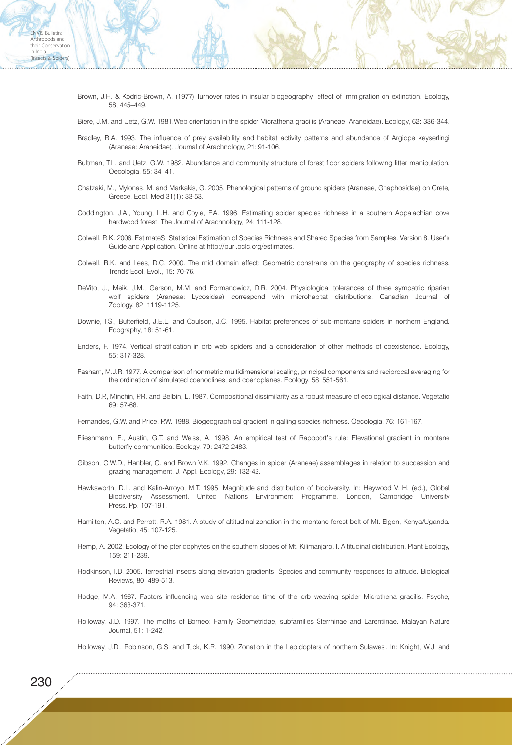Brown, J.H. & Kodric-Brown, A. (1977) Turnover rates in insular biogeography: effect of immigration on extinction. Ecology, 58, 445–449.

Biere, J.M. and Uetz, G.W. 1981.Web orientation in the spider Micrathena gracilis (Araneae: Araneidae). Ecology, 62: 336-344.

Bradley, R.A. 1993. The influence of prey availability and habitat activity patterns and abundance of Argiope keyserlingi (Araneae: Araneidae). Journal of Arachnology, 21: 91-106.

Bultman, T.L. and Uetz, G.W. 1982. Abundance and community structure of forest floor spiders following litter manipulation. Oecologia, 55: 34–41.

Chatzaki, M., Mylonas, M. and Markakis, G. 2005. Phenological patterns of ground spiders (Araneae, Gnaphosidae) on Crete, Greece. Ecol. Med 31(1): 33-53.

Coddington, J.A., Young, L.H. and Coyle, F.A. 1996. Estimating spider species richness in a southern Appalachian cove hardwood forest. The Journal of Arachnology, 24: 111-128.

Colwell, R.K. 2006. EstimateS: Statistical Estimation of Species Richness and Shared Species from Samples. Version 8. User's Guide and Application. Online at http://purl.oclc.org/estimates.

Colwell, R.K. and Lees, D.C. 2000. The mid domain effect: Geometric constrains on the geography of species richness. Trends Ecol. Evol., 15: 70-76.

DeVito, J., Meik, J.M., Gerson, M.M. and Formanowicz, D.R. 2004. Physiological tolerances of three sympatric riparian wolf spiders (Araneae: Lycosidae) correspond with microhabitat distributions. Canadian Journal of Zoology, 82: 1119-1125.

Downie, I.S., Butterfield, J.E.L. and Coulson, J.C. 1995. Habitat preferences of sub-montane spiders in northern England. Ecography, 18: 51-61.

Enders, F. 1974. Vertical stratification in orb web spiders and a consideration of other methods of coexistence. Ecology, 55: 317-328.

Fasham, M.J.R. 1977. A comparison of nonmetric multidimensional scaling, principal components and reciprocal averaging for the ordination of simulated coenoclines, and coenoplanes. Ecology, 58: 551-561.

Faith, D.P., Minchin, P.R. and Belbin, L. 1987. Compositional dissimilarity as a robust measure of ecological distance. Vegetatio 69: 57-68.

Fernandes, G.W. and Price, P.W. 1988. Biogeographical gradient in galling species richness. Oecologia, 76: 161-167.

Flieshmann, E., Austin, G.T. and Weiss, A. 1998. An empirical test of Rapoport's rule: Elevational gradient in montane butterfly communities. Ecology, 79: 2472-2483.

Gibson, C.W.D., Hanbler, C. and Brown V.K. 1992. Changes in spider (Araneae) assemblages in relation to succession and grazing management. J. Appl. Ecology, 29: 132-42.

Hawksworth, D.L. and Kalin-Arroyo, M.T. 1995. Magnitude and distribution of biodiversity. In: Heywood V. H. (ed.), Global Biodiversity Assessment. United Nations Environment Programme. London, Cambridge University Press. Pp. 107-191.

Hamilton, A.C. and Perrott, R.A. 1981. A study of altitudinal zonation in the montane forest belt of Mt. Elgon, Kenya/Uganda. Vegetatio, 45: 107-125.

Hemp, A. 2002. Ecology of the pteridophytes on the southern slopes of Mt. Kilimanjaro. I. Altitudinal distribution. Plant Ecology, 159: 211-239.

Hodkinson, I.D. 2005. Terrestrial insects along elevation gradients: Species and community responses to altitude. Biological Reviews, 80: 489-513.

Hodge, M.A. 1987. Factors influencing web site residence time of the orb weaving spider Microthena gracilis. Psyche, 94: 363-371.

Holloway, J.D. 1997. The moths of Borneo: Family Geometridae, subfamilies Sterrhinae and Larentiinae. Malayan Nature Journal, 51: 1-242.

Holloway, J.D., Robinson, G.S. and Tuck, K.R. 1990. Zonation in the Lepidoptera of northern Sulawesi. In: Knight, W.J. and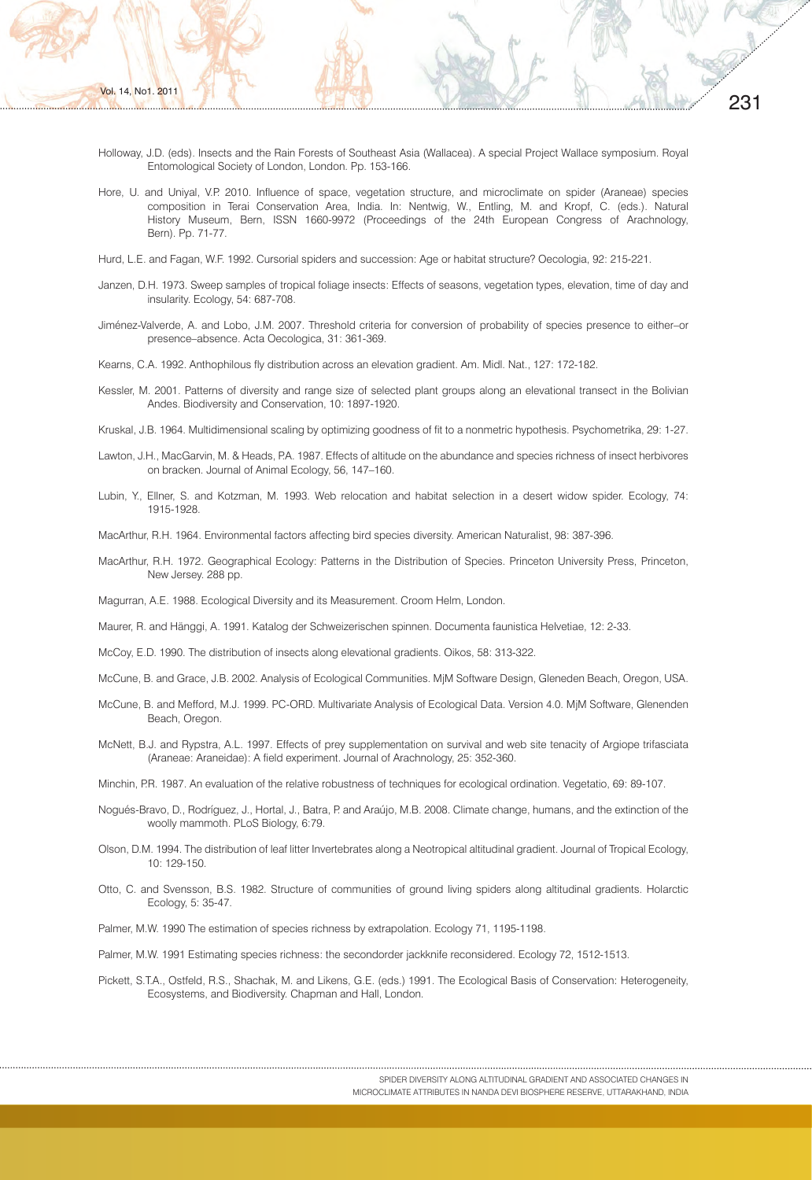Holloway, J.D. (eds). Insects and the Rain Forests of Southeast Asia (Wallacea). A special Project Wallace symposium. Royal Entomological Society of London, London. Pp. 153-166.

Hore, U. and Uniyal, V.P. 2010. Influence of space, vegetation structure, and microclimate on spider (Araneae) species composition in Terai Conservation Area, India. In: Nentwig, W., Entling, M. and Kropf, C. (eds.). Natural History Museum, Bern, ISSN 1660-9972 (Proceedings of the 24th European Congress of Arachnology, Bern). Pp. 71-77.

Hurd, L.E. and Fagan, W.F. 1992. Cursorial spiders and succession: Age or habitat structure? Oecologia, 92: 215-221.

Janzen, D.H. 1973. Sweep samples of tropical foliage insects: Effects of seasons, vegetation types, elevation, time of day and insularity. Ecology, 54: 687-708.

Jiménez-Valverde, A. and Lobo, J.M. 2007. Threshold criteria for conversion of probability of species presence to either–or presence–absence. Acta Oecologica, 31: 361-369.

Kearns, C.A. 1992. Anthophilous fly distribution across an elevation gradient. Am. Midl. Nat., 127: 172-182.

Kessler, M. 2001. Patterns of diversity and range size of selected plant groups along an elevational transect in the Bolivian Andes. Biodiversity and Conservation, 10: 1897-1920.

Kruskal, J.B. 1964. Multidimensional scaling by optimizing goodness of fit to a nonmetric hypothesis. Psychometrika, 29: 1-27.

Lawton, J.H., MacGarvin, M. & Heads, P.A. 1987. Effects of altitude on the abundance and species richness of insect herbivores on bracken. Journal of Animal Ecology, 56, 147–160.

Lubin, Y., Ellner, S. and Kotzman, M. 1993. Web relocation and habitat selection in a desert widow spider. Ecology, 74: 1915-1928.

MacArthur, R.H. 1964. Environmental factors affecting bird species diversity. American Naturalist, 98: 387-396.

MacArthur, R.H. 1972. Geographical Ecology: Patterns in the Distribution of Species. Princeton University Press, Princeton, New Jersey. 288 pp.

Magurran, A.E. 1988. Ecological Diversity and its Measurement. Croom Helm, London.

Maurer, R. and Hänggi, A. 1991. Katalog der Schweizerischen spinnen. Documenta faunistica Helvetiae, 12: 2-33.

McCoy, E.D. 1990. The distribution of insects along elevational gradients. Oikos, 58: 313-322.

McCune, B. and Grace, J.B. 2002. Analysis of Ecological Communities. MjM Software Design, Gleneden Beach, Oregon, USA.

McCune, B. and Mefford, M.J. 1999. PC-ORD. Multivariate Analysis of Ecological Data. Version 4.0. MjM Software, Glenenden Beach, Oregon.

McNett, B.J. and Rypstra, A.L. 1997. Effects of prey supplementation on survival and web site tenacity of Argiope trifasciata (Araneae: Araneidae): A field experiment. Journal of Arachnology, 25: 352-360.

Minchin, P.R. 1987. An evaluation of the relative robustness of techniques for ecological ordination. Vegetatio, 69: 89-107.

Nogués-Bravo, D., Rodríguez, J., Hortal, J., Batra, P. and Araújo, M.B. 2008. Climate change, humans, and the extinction of the woolly mammoth. PLoS Biology, 6:79.

Olson, D.M. 1994. The distribution of leaf litter Invertebrates along a Neotropical altitudinal gradient. Journal of Tropical Ecology, 10: 129-150.

Otto, C. and Svensson, B.S. 1982. Structure of communities of ground living spiders along altitudinal gradients. Holarctic Ecology, 5: 35-47.

Palmer, M.W. 1990 The estimation of species richness by extrapolation. Ecology 71, 1195-1198.

Palmer, M.W. 1991 Estimating species richness: the secondorder jackknife reconsidered. Ecology 72, 1512-1513.

Pickett, S.T.A., Ostfeld, R.S., Shachak, M. and Likens, G.E. (eds.) 1991. The Ecological Basis of Conservation: Heterogeneity, Ecosystems, and Biodiversity. Chapman and Hall, London.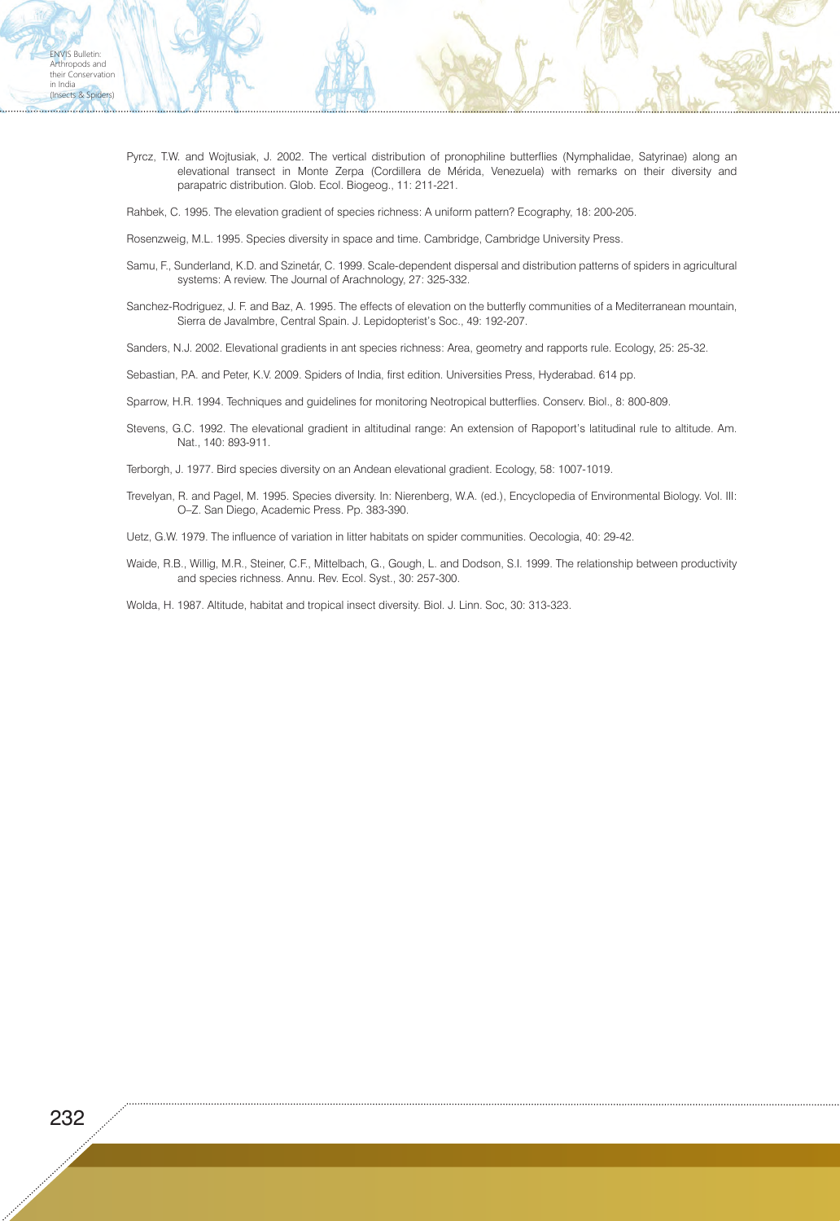Pyrcz, T.W. and Wojtusiak, J. 2002. The vertical distribution of pronophiline butterflies (Nymphalidae, Satyrinae) along an elevational transect in Monte Zerpa (Cordillera de Mérida, Venezuela) with remarks on their diversity and parapatric distribution. Glob. Ecol. Biogeog., 11: 211-221.

Rahbek, C. 1995. The elevation gradient of species richness: A uniform pattern? Ecography, 18: 200-205.

Rosenzweig, M.L. 1995. Species diversity in space and time. Cambridge, Cambridge University Press.

Samu, F., Sunderland, K.D. and Szinetár, C. 1999. Scale-dependent dispersal and distribution patterns of spiders in agricultural systems: A review. The Journal of Arachnology, 27: 325-332.

Sanchez-Rodriguez, J. F. and Baz, A. 1995. The effects of elevation on the butterfly communities of a Mediterranean mountain, Sierra de Javalmbre, Central Spain. J. Lepidopterist's Soc., 49: 192-207.

Sanders, N.J. 2002. Elevational gradients in ant species richness: Area, geometry and rapports rule. Ecology, 25: 25-32.

Sebastian, P.A. and Peter, K.V. 2009. Spiders of India, first edition. Universities Press, Hyderabad. 614 pp.

Sparrow, H.R. 1994. Techniques and guidelines for monitoring Neotropical butterflies. Conserv. Biol., 8: 800-809.

Stevens, G.C. 1992. The elevational gradient in altitudinal range: An extension of Rapoport's latitudinal rule to altitude. Am. Nat., 140: 893-911.

Terborgh, J. 1977. Bird species diversity on an Andean elevational gradient. Ecology, 58: 1007-1019.

Trevelyan, R. and Pagel, M. 1995. Species diversity. In: Nierenberg, W.A. (ed.), Encyclopedia of Environmental Biology. Vol. III: O–Z. San Diego, Academic Press. Pp. 383-390.

Uetz, G.W. 1979. The influence of variation in litter habitats on spider communities. Oecologia, 40: 29-42.

Waide, R.B., Willig, M.R., Steiner, C.F., Mittelbach, G., Gough, L. and Dodson, S.I. 1999. The relationship between productivity and species richness. Annu. Rev. Ecol. Syst., 30: 257-300.

Wolda, H. 1987. Altitude, habitat and tropical insect diversity. Biol. J. Linn. Soc, 30: 313-323.